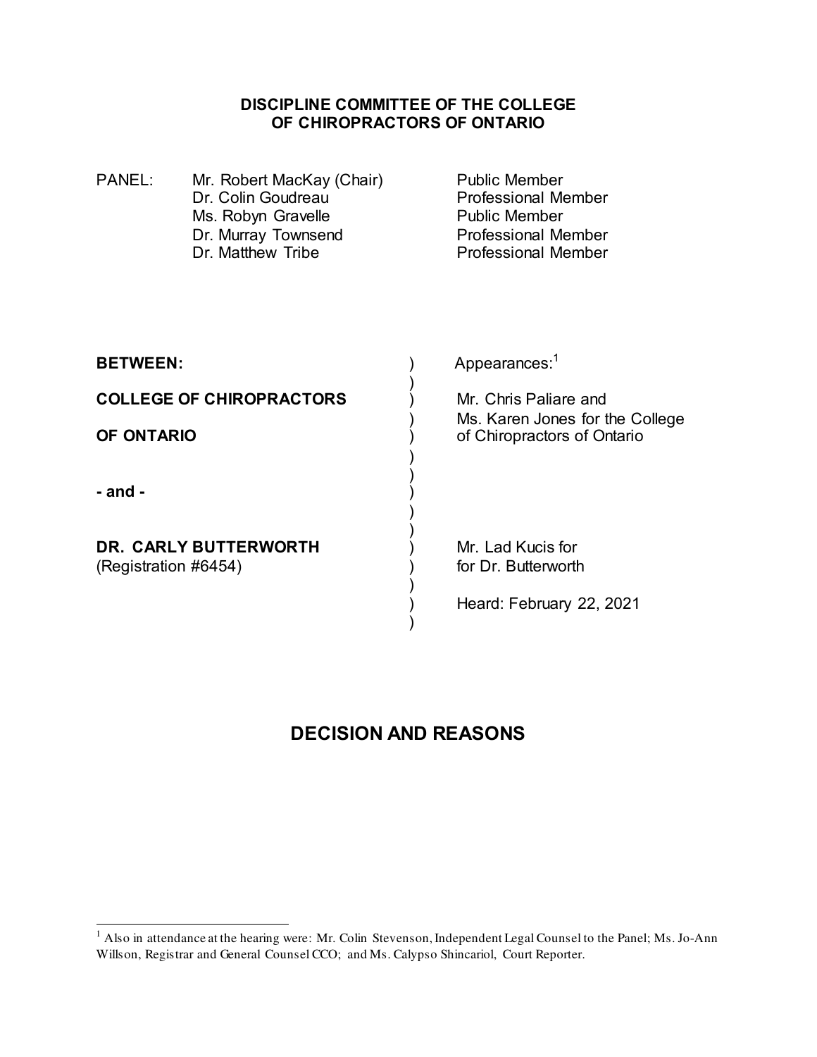**DISCIPLINE COMMITTEE OF THE COLLEGE OF CHIROPRACTORS OF ONTARIO**

| PANEL: | |
|---|---|
| Mr. Robert MacKay (Chair) | Public Member |
| Dr. Colin Goudreau | Professional Member |
| Ms. Robyn Gravelle | Public Member |
| Dr. Murray Townsend | Professional Member |
| Dr. Matthew Tribe | Professional Member |

| | Appearances:[1] |
|---|---|
| **BETWEEN:** | |
| **COLLEGE OF CHIROPRACTORS OF ONTARIO** | Mr. Chris Paliare and Ms. Karen Jones for the College of Chiropractors of Ontario |
| **- and -** | |
| **DR. CARLY BUTTERWORTH** (Registration #6454) | Mr. Lad Kucis for for Dr. Butterworth |
| | Heard: February 22, 2021 |

# DECISION AND REASONS

---

[1] Also in attendance at the hearing were: Mr. Colin Stevenson, Independent Legal Counsel to the Panel; Ms. Jo-Ann Willson, Registrar and General Counsel CCO; and Ms. Calypso Shincariol, Court Reporter.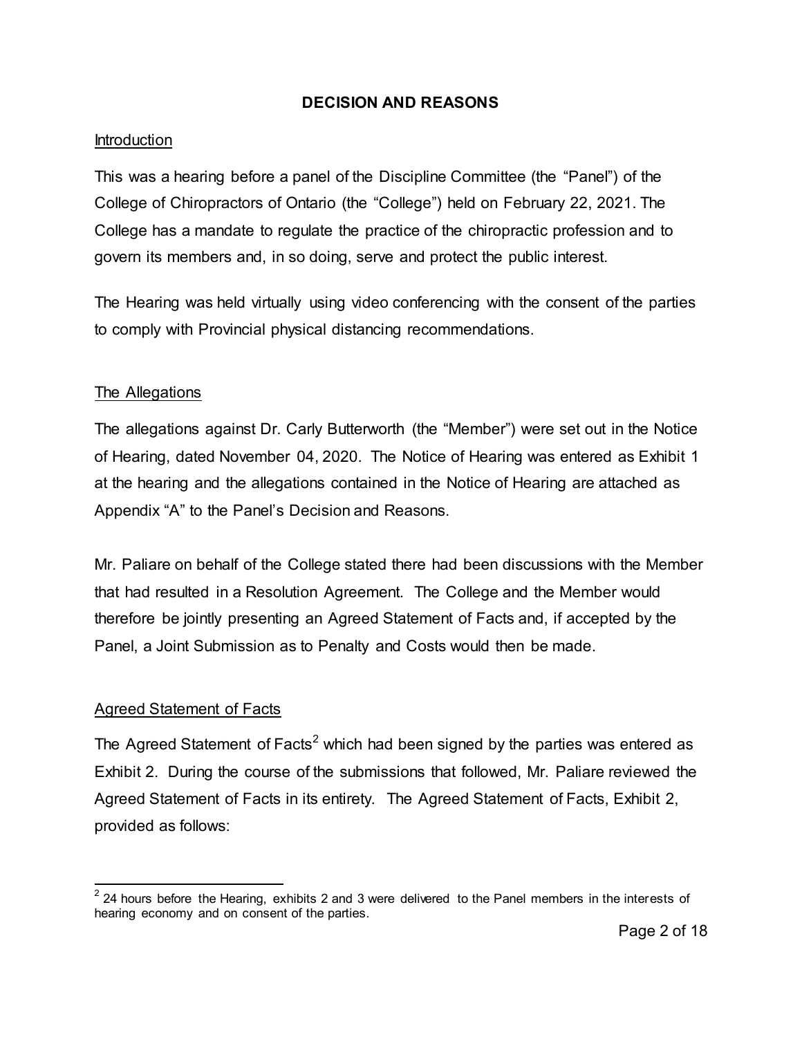## DECISION AND REASONS

### Introduction

This was a hearing before a panel of the Discipline Committee (the "Panel") of the College of Chiropractors of Ontario (the "College") held on February 22, 2021. The College has a mandate to regulate the practice of the chiropractic profession and to govern its members and, in so doing, serve and protect the public interest.

The Hearing was held virtually using video conferencing with the consent of the parties to comply with Provincial physical distancing recommendations.

### The Allegations

The allegations against Dr. Carly Butterworth (the "Member") were set out in the Notice of Hearing, dated November 04, 2020. The Notice of Hearing was entered as Exhibit 1 at the hearing and the allegations contained in the Notice of Hearing are attached as Appendix "A" to the Panel's Decision and Reasons.

Mr. Paliare on behalf of the College stated there had been discussions with the Member that had resulted in a Resolution Agreement. The College and the Member would therefore be jointly presenting an Agreed Statement of Facts and, if accepted by the Panel, a Joint Submission as to Penalty and Costs would then be made.

### Agreed Statement of Facts

The Agreed Statement of Facts[2] which had been signed by the parties was entered as Exhibit 2. During the course of the submissions that followed, Mr. Paliare reviewed the Agreed Statement of Facts in its entirety. The Agreed Statement of Facts, Exhibit 2, provided as follows:

[2] 24 hours before the Hearing, exhibits 2 and 3 were delivered to the Panel members in the interests of hearing economy and on consent of the parties.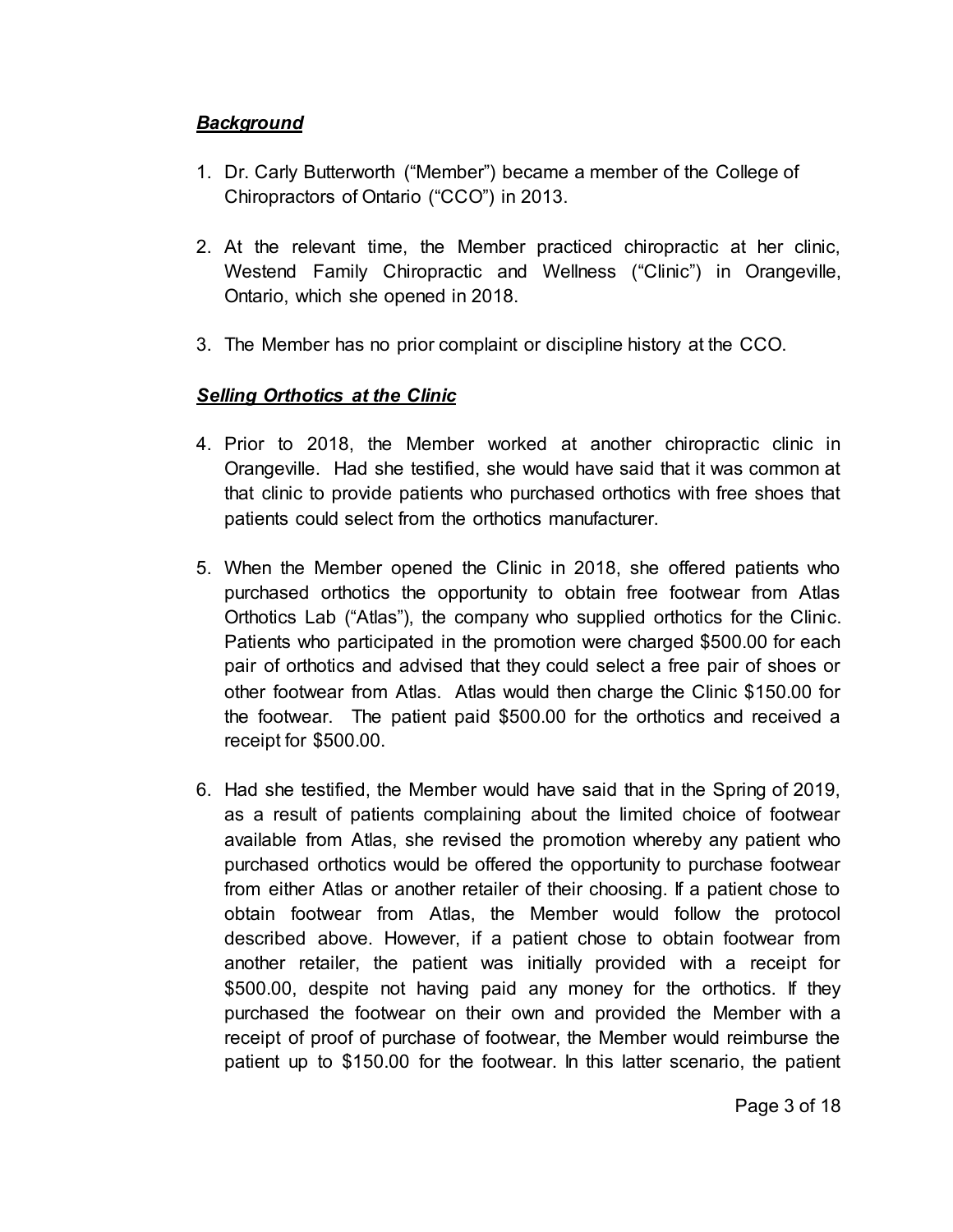***Background***

1. Dr. Carly Butterworth ("Member") became a member of the College of Chiropractors of Ontario ("CCO") in 2013.

2. At the relevant time, the Member practiced chiropractic at her clinic, Westend Family Chiropractic and Wellness ("Clinic") in Orangeville, Ontario, which she opened in 2018.

3. The Member has no prior complaint or discipline history at the CCO.

***Selling Orthotics at the Clinic***

4. Prior to 2018, the Member worked at another chiropractic clinic in Orangeville. Had she testified, she would have said that it was common at that clinic to provide patients who purchased orthotics with free shoes that patients could select from the orthotics manufacturer.

5. When the Member opened the Clinic in 2018, she offered patients who purchased orthotics the opportunity to obtain free footwear from Atlas Orthotics Lab ("Atlas"), the company who supplied orthotics for the Clinic. Patients who participated in the promotion were charged $500.00 for each pair of orthotics and advised that they could select a free pair of shoes or other footwear from Atlas. Atlas would then charge the Clinic $150.00 for the footwear. The patient paid $500.00 for the orthotics and received a receipt for $500.00.

6. Had she testified, the Member would have said that in the Spring of 2019, as a result of patients complaining about the limited choice of footwear available from Atlas, she revised the promotion whereby any patient who purchased orthotics would be offered the opportunity to purchase footwear from either Atlas or another retailer of their choosing. If a patient chose to obtain footwear from Atlas, the Member would follow the protocol described above. However, if a patient chose to obtain footwear from another retailer, the patient was initially provided with a receipt for $500.00, despite not having paid any money for the orthotics. If they purchased the footwear on their own and provided the Member with a receipt of proof of purchase of footwear, the Member would reimburse the patient up to $150.00 for the footwear. In this latter scenario, the patient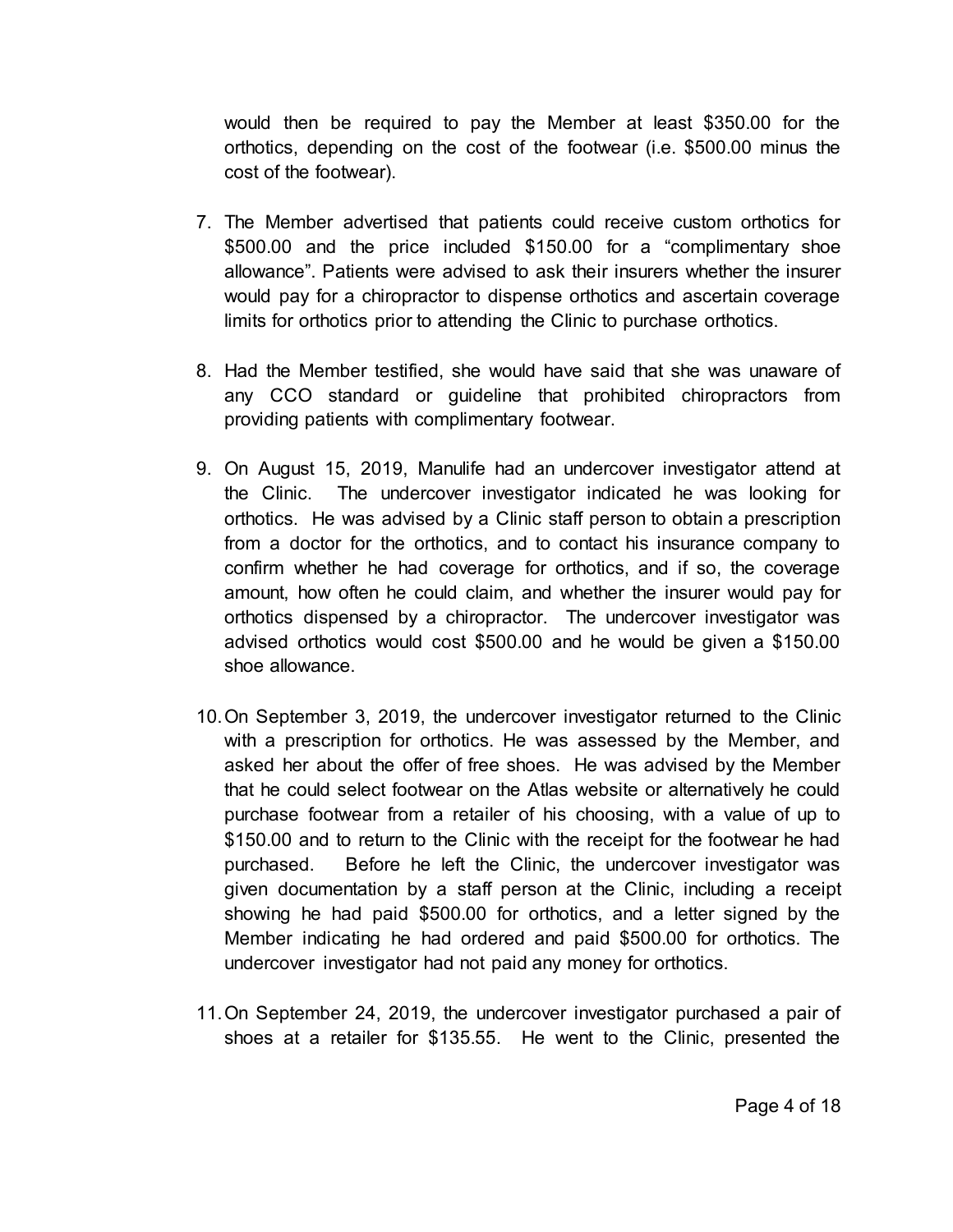would then be required to pay the Member at least $350.00 for the orthotics, depending on the cost of the footwear (i.e. $500.00 minus the cost of the footwear).

7. The Member advertised that patients could receive custom orthotics for $500.00 and the price included $150.00 for a "complimentary shoe allowance". Patients were advised to ask their insurers whether the insurer would pay for a chiropractor to dispense orthotics and ascertain coverage limits for orthotics prior to attending the Clinic to purchase orthotics.

8. Had the Member testified, she would have said that she was unaware of any CCO standard or guideline that prohibited chiropractors from providing patients with complimentary footwear.

9. On August 15, 2019, Manulife had an undercover investigator attend at the Clinic. The undercover investigator indicated he was looking for orthotics. He was advised by a Clinic staff person to obtain a prescription from a doctor for the orthotics, and to contact his insurance company to confirm whether he had coverage for orthotics, and if so, the coverage amount, how often he could claim, and whether the insurer would pay for orthotics dispensed by a chiropractor. The undercover investigator was advised orthotics would cost $500.00 and he would be given a $150.00 shoe allowance.

10. On September 3, 2019, the undercover investigator returned to the Clinic with a prescription for orthotics. He was assessed by the Member, and asked her about the offer of free shoes. He was advised by the Member that he could select footwear on the Atlas website or alternatively he could purchase footwear from a retailer of his choosing, with a value of up to $150.00 and to return to the Clinic with the receipt for the footwear he had purchased. Before he left the Clinic, the undercover investigator was given documentation by a staff person at the Clinic, including a receipt showing he had paid $500.00 for orthotics, and a letter signed by the Member indicating he had ordered and paid $500.00 for orthotics. The undercover investigator had not paid any money for orthotics.

11. On September 24, 2019, the undercover investigator purchased a pair of shoes at a retailer for $135.55. He went to the Clinic, presented the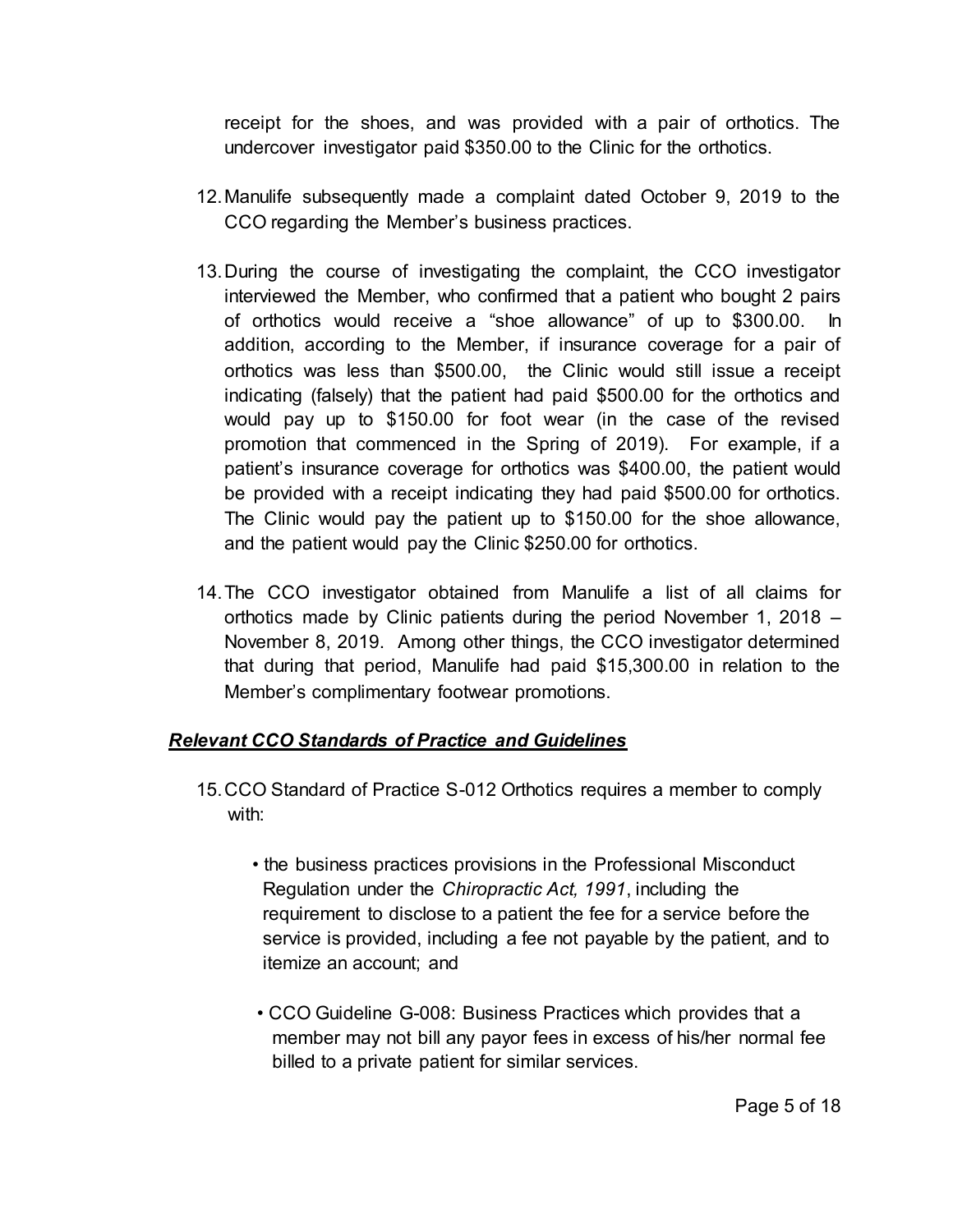receipt for the shoes, and was provided with a pair of orthotics. The undercover investigator paid $350.00 to the Clinic for the orthotics.

12. Manulife subsequently made a complaint dated October 9, 2019 to the CCO regarding the Member's business practices.

13. During the course of investigating the complaint, the CCO investigator interviewed the Member, who confirmed that a patient who bought 2 pairs of orthotics would receive a "shoe allowance" of up to $300.00. In addition, according to the Member, if insurance coverage for a pair of orthotics was less than $500.00, the Clinic would still issue a receipt indicating (falsely) that the patient had paid $500.00 for the orthotics and would pay up to $150.00 for foot wear (in the case of the revised promotion that commenced in the Spring of 2019). For example, if a patient's insurance coverage for orthotics was $400.00, the patient would be provided with a receipt indicating they had paid $500.00 for orthotics. The Clinic would pay the patient up to $150.00 for the shoe allowance, and the patient would pay the Clinic $250.00 for orthotics.

14. The CCO investigator obtained from Manulife a list of all claims for orthotics made by Clinic patients during the period November 1, 2018 – November 8, 2019. Among other things, the CCO investigator determined that during that period, Manulife had paid $15,300.00 in relation to the Member's complimentary footwear promotions.

***Relevant CCO Standards of Practice and Guidelines***

15. CCO Standard of Practice S-012 Orthotics requires a member to comply with:

    - the business practices provisions in the Professional Misconduct Regulation under the *Chiropractic Act, 1991*, including the requirement to disclose to a patient the fee for a service before the service is provided, including a fee not payable by the patient, and to itemize an account; and

    - CCO Guideline G-008: Business Practices which provides that a member may not bill any payor fees in excess of his/her normal fee billed to a private patient for similar services.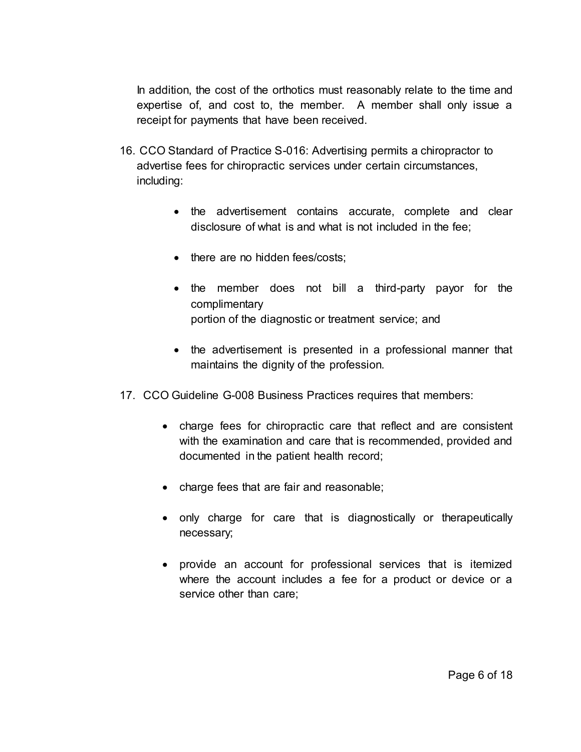In addition, the cost of the orthotics must reasonably relate to the time and expertise of, and cost to, the member. A member shall only issue a receipt for payments that have been received.

16. CCO Standard of Practice S-016: Advertising permits a chiropractor to advertise fees for chiropractic services under certain circumstances, including:

    - the advertisement contains accurate, complete and clear disclosure of what is and what is not included in the fee;
    - there are no hidden fees/costs;
    - the member does not bill a third-party payor for the complimentary portion of the diagnostic or treatment service; and
    - the advertisement is presented in a professional manner that maintains the dignity of the profession.

17. CCO Guideline G-008 Business Practices requires that members:

    - charge fees for chiropractic care that reflect and are consistent with the examination and care that is recommended, provided and documented in the patient health record;
    - charge fees that are fair and reasonable;
    - only charge for care that is diagnostically or therapeutically necessary;
    - provide an account for professional services that is itemized where the account includes a fee for a product or device or a service other than care;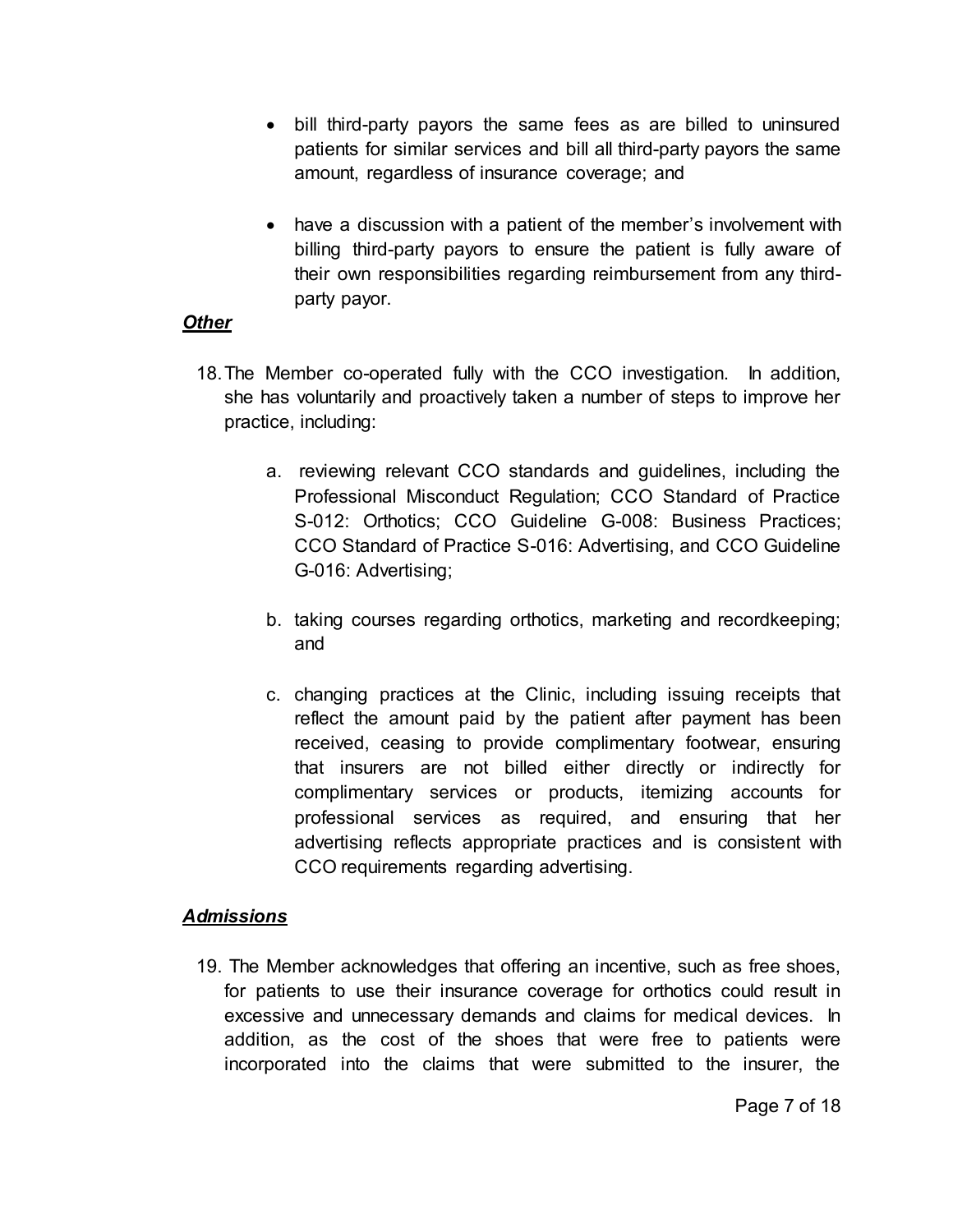- bill third-party payors the same fees as are billed to uninsured patients for similar services and bill all third-party payors the same amount, regardless of insurance coverage; and

- have a discussion with a patient of the member's involvement with billing third-party payors to ensure the patient is fully aware of their own responsibilities regarding reimbursement from any third-party payor.

***Other***

18. The Member co-operated fully with the CCO investigation. In addition, she has voluntarily and proactively taken a number of steps to improve her practice, including:

    a. reviewing relevant CCO standards and guidelines, including the Professional Misconduct Regulation; CCO Standard of Practice S-012: Orthotics; CCO Guideline G-008: Business Practices; CCO Standard of Practice S-016: Advertising, and CCO Guideline G-016: Advertising;

    b. taking courses regarding orthotics, marketing and recordkeeping; and

    c. changing practices at the Clinic, including issuing receipts that reflect the amount paid by the patient after payment has been received, ceasing to provide complimentary footwear, ensuring that insurers are not billed either directly or indirectly for complimentary services or products, itemizing accounts for professional services as required, and ensuring that her advertising reflects appropriate practices and is consistent with CCO requirements regarding advertising.

***Admissions***

19. The Member acknowledges that offering an incentive, such as free shoes, for patients to use their insurance coverage for orthotics could result in excessive and unnecessary demands and claims for medical devices. In addition, as the cost of the shoes that were free to patients were incorporated into the claims that were submitted to the insurer, the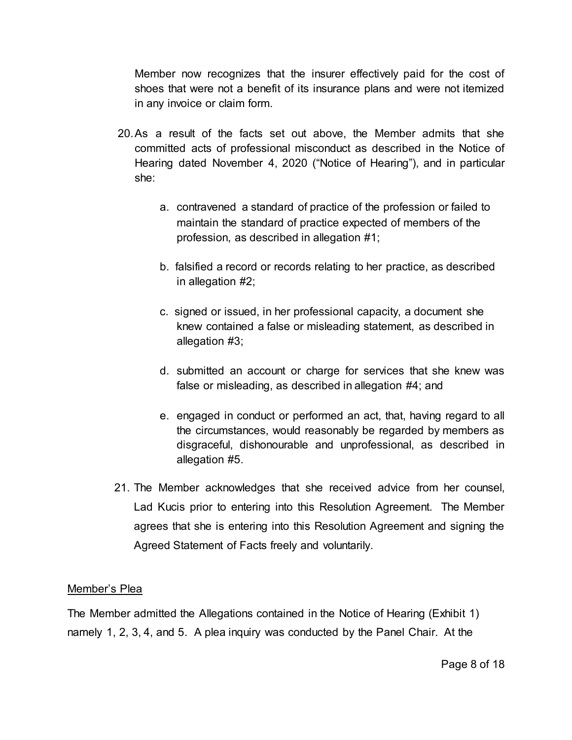Member now recognizes that the insurer effectively paid for the cost of shoes that were not a benefit of its insurance plans and were not itemized in any invoice or claim form.

20. As a result of the facts set out above, the Member admits that she committed acts of professional misconduct as described in the Notice of Hearing dated November 4, 2020 ("Notice of Hearing"), and in particular she:

    a. contravened a standard of practice of the profession or failed to maintain the standard of practice expected of members of the profession, as described in allegation #1;

    b. falsified a record or records relating to her practice, as described in allegation #2;

    c. signed or issued, in her professional capacity, a document she knew contained a false or misleading statement, as described in allegation #3;

    d. submitted an account or charge for services that she knew was false or misleading, as described in allegation #4; and

    e. engaged in conduct or performed an act, that, having regard to all the circumstances, would reasonably be regarded by members as disgraceful, dishonourable and unprofessional, as described in allegation #5.

21. The Member acknowledges that she received advice from her counsel, Lad Kucis prior to entering into this Resolution Agreement. The Member agrees that she is entering into this Resolution Agreement and signing the Agreed Statement of Facts freely and voluntarily.

<u>Member's Plea</u>

The Member admitted the Allegations contained in the Notice of Hearing (Exhibit 1) namely 1, 2, 3, 4, and 5. A plea inquiry was conducted by the Panel Chair. At the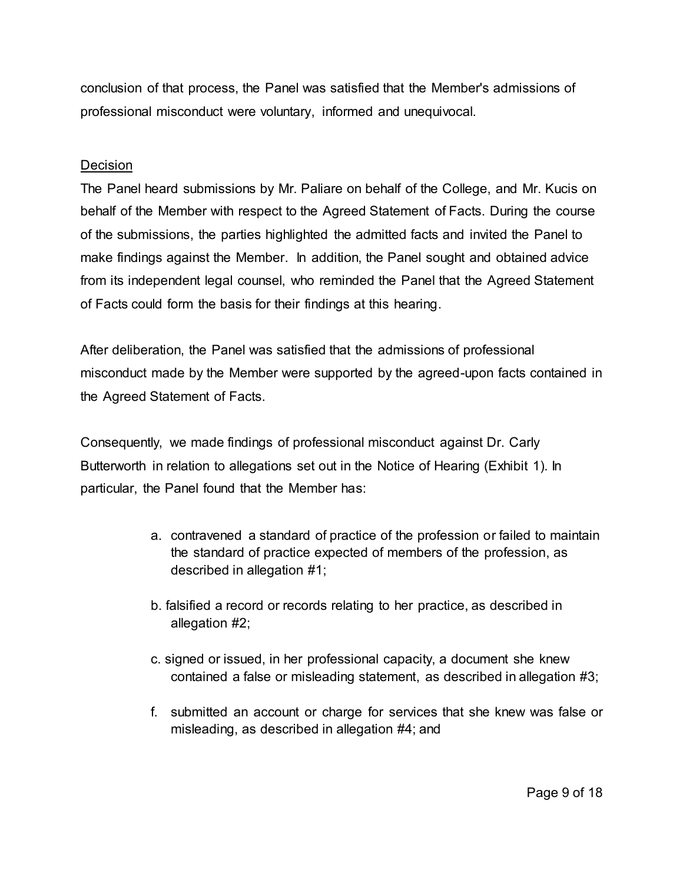conclusion of that process, the Panel was satisfied that the Member's admissions of professional misconduct were voluntary, informed and unequivocal.

## Decision

The Panel heard submissions by Mr. Paliare on behalf of the College, and Mr. Kucis on behalf of the Member with respect to the Agreed Statement of Facts. During the course of the submissions, the parties highlighted the admitted facts and invited the Panel to make findings against the Member. In addition, the Panel sought and obtained advice from its independent legal counsel, who reminded the Panel that the Agreed Statement of Facts could form the basis for their findings at this hearing.

After deliberation, the Panel was satisfied that the admissions of professional misconduct made by the Member were supported by the agreed-upon facts contained in the Agreed Statement of Facts.

Consequently, we made findings of professional misconduct against Dr. Carly Butterworth in relation to allegations set out in the Notice of Hearing (Exhibit 1). In particular, the Panel found that the Member has:

a. contravened a standard of practice of the profession or failed to maintain the standard of practice expected of members of the profession, as described in allegation #1;

b. falsified a record or records relating to her practice, as described in allegation #2;

c. signed or issued, in her professional capacity, a document she knew contained a false or misleading statement, as described in allegation #3;

f. submitted an account or charge for services that she knew was false or misleading, as described in allegation #4; and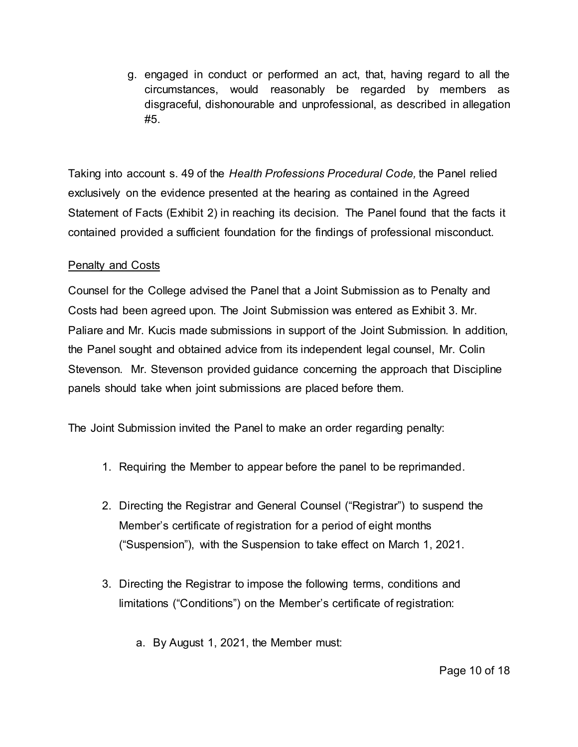g. engaged in conduct or performed an act, that, having regard to all the circumstances, would reasonably be regarded by members as disgraceful, dishonourable and unprofessional, as described in allegation #5.

Taking into account s. 49 of the *Health Professions Procedural Code,* the Panel relied exclusively on the evidence presented at the hearing as contained in the Agreed Statement of Facts (Exhibit 2) in reaching its decision. The Panel found that the facts it contained provided a sufficient foundation for the findings of professional misconduct.

## Penalty and Costs

Counsel for the College advised the Panel that a Joint Submission as to Penalty and Costs had been agreed upon. The Joint Submission was entered as Exhibit 3. Mr. Paliare and Mr. Kucis made submissions in support of the Joint Submission. In addition, the Panel sought and obtained advice from its independent legal counsel, Mr. Colin Stevenson. Mr. Stevenson provided guidance concerning the approach that Discipline panels should take when joint submissions are placed before them.

The Joint Submission invited the Panel to make an order regarding penalty:

1. Requiring the Member to appear before the panel to be reprimanded.

2. Directing the Registrar and General Counsel ("Registrar") to suspend the Member's certificate of registration for a period of eight months ("Suspension"), with the Suspension to take effect on March 1, 2021.

3. Directing the Registrar to impose the following terms, conditions and limitations ("Conditions") on the Member's certificate of registration:

   a. By August 1, 2021, the Member must: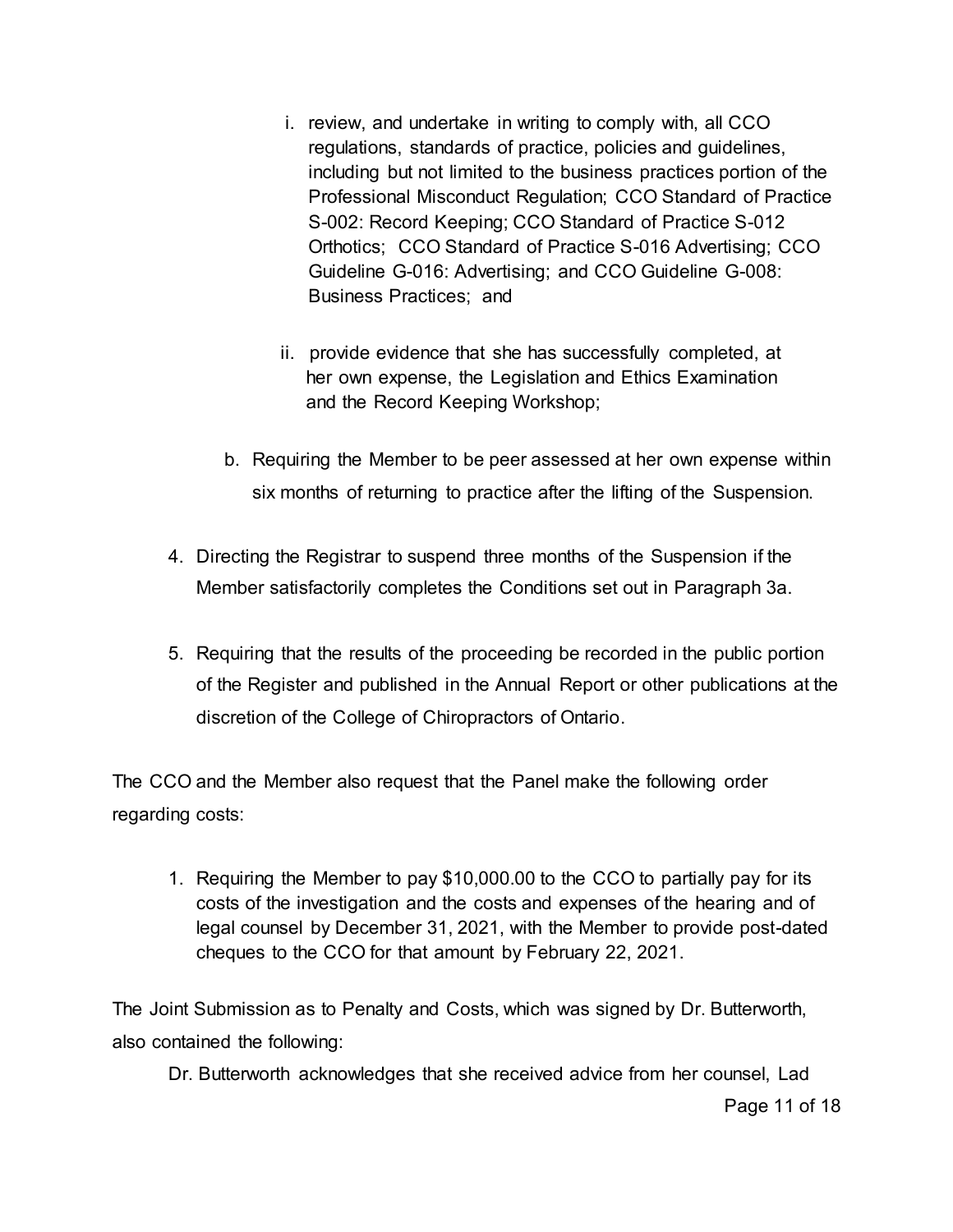i. review, and undertake in writing to comply with, all CCO regulations, standards of practice, policies and guidelines, including but not limited to the business practices portion of the Professional Misconduct Regulation; CCO Standard of Practice S-002: Record Keeping; CCO Standard of Practice S-012 Orthotics; CCO Standard of Practice S-016 Advertising; CCO Guideline G-016: Advertising; and CCO Guideline G-008: Business Practices; and

ii. provide evidence that she has successfully completed, at her own expense, the Legislation and Ethics Examination and the Record Keeping Workshop;

b. Requiring the Member to be peer assessed at her own expense within six months of returning to practice after the lifting of the Suspension.

4. Directing the Registrar to suspend three months of the Suspension if the Member satisfactorily completes the Conditions set out in Paragraph 3a.

5. Requiring that the results of the proceeding be recorded in the public portion of the Register and published in the Annual Report or other publications at the discretion of the College of Chiropractors of Ontario.

The CCO and the Member also request that the Panel make the following order regarding costs:

1. Requiring the Member to pay $10,000.00 to the CCO to partially pay for its costs of the investigation and the costs and expenses of the hearing and of legal counsel by December 31, 2021, with the Member to provide post-dated cheques to the CCO for that amount by February 22, 2021.

The Joint Submission as to Penalty and Costs, which was signed by Dr. Butterworth, also contained the following:

Dr. Butterworth acknowledges that she received advice from her counsel, Lad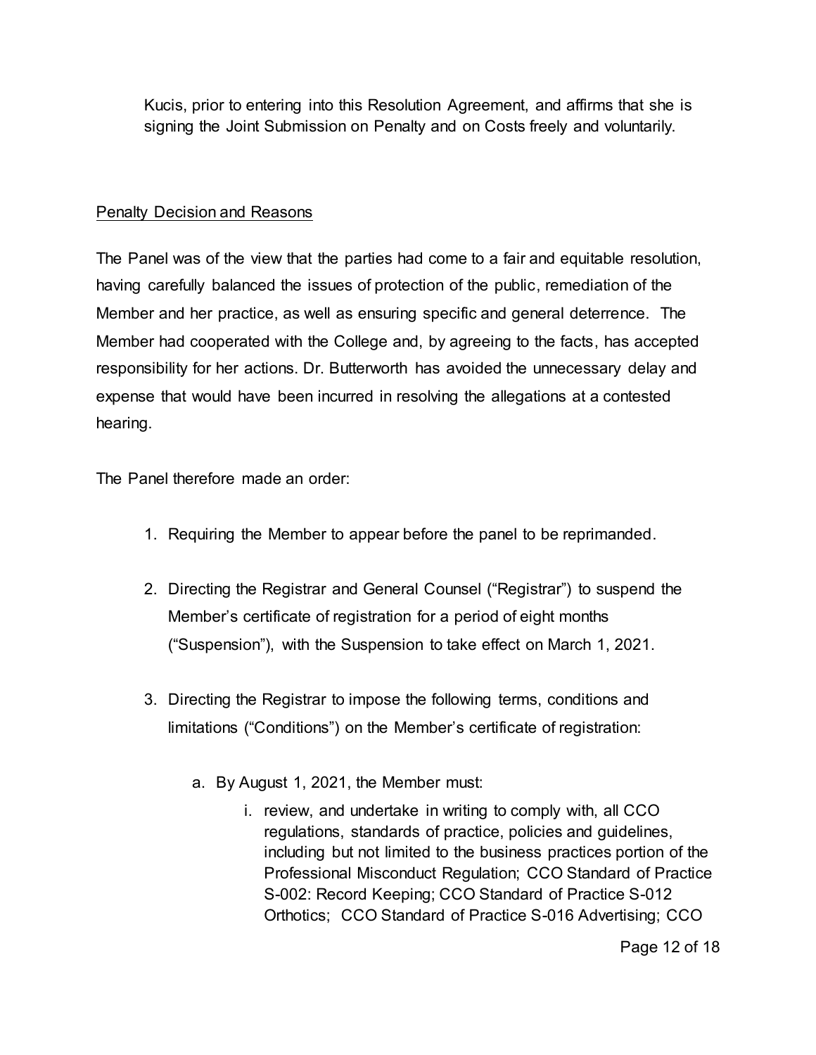Kucis, prior to entering into this Resolution Agreement, and affirms that she is signing the Joint Submission on Penalty and on Costs freely and voluntarily.

## Penalty Decision and Reasons

The Panel was of the view that the parties had come to a fair and equitable resolution, having carefully balanced the issues of protection of the public, remediation of the Member and her practice, as well as ensuring specific and general deterrence. The Member had cooperated with the College and, by agreeing to the facts, has accepted responsibility for her actions. Dr. Butterworth has avoided the unnecessary delay and expense that would have been incurred in resolving the allegations at a contested hearing.

The Panel therefore made an order:

1. Requiring the Member to appear before the panel to be reprimanded.

2. Directing the Registrar and General Counsel ("Registrar") to suspend the Member's certificate of registration for a period of eight months ("Suspension"), with the Suspension to take effect on March 1, 2021.

3. Directing the Registrar to impose the following terms, conditions and limitations ("Conditions") on the Member's certificate of registration:

    a. By August 1, 2021, the Member must:

        i. review, and undertake in writing to comply with, all CCO regulations, standards of practice, policies and guidelines, including but not limited to the business practices portion of the Professional Misconduct Regulation; CCO Standard of Practice S-002: Record Keeping; CCO Standard of Practice S-012 Orthotics; CCO Standard of Practice S-016 Advertising; CCO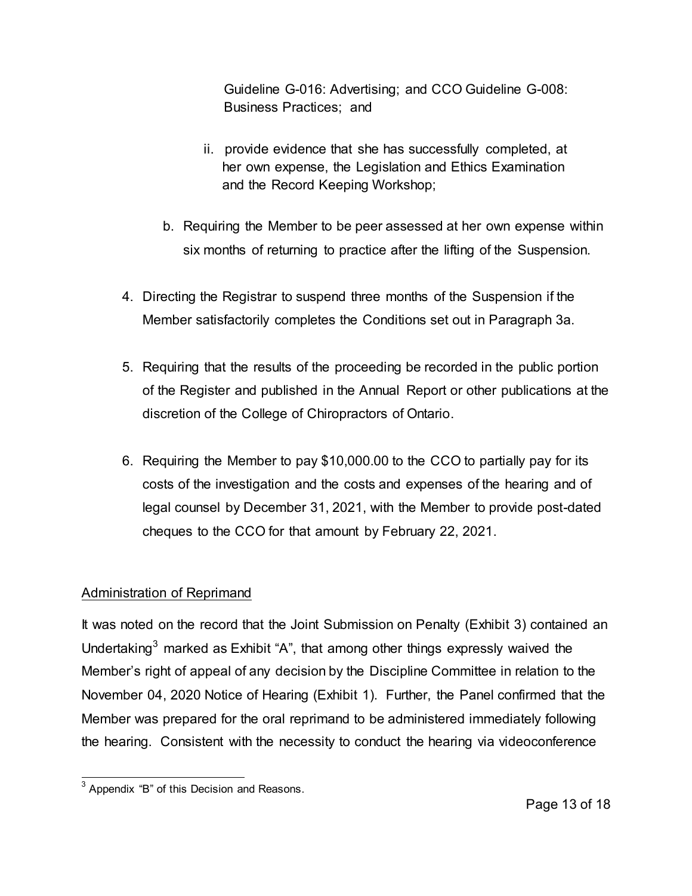Guideline G-016: Advertising; and CCO Guideline G-008: Business Practices; and

ii. provide evidence that she has successfully completed, at her own expense, the Legislation and Ethics Examination and the Record Keeping Workshop;

b. Requiring the Member to be peer assessed at her own expense within six months of returning to practice after the lifting of the Suspension.

4. Directing the Registrar to suspend three months of the Suspension if the Member satisfactorily completes the Conditions set out in Paragraph 3a.

5. Requiring that the results of the proceeding be recorded in the public portion of the Register and published in the Annual Report or other publications at the discretion of the College of Chiropractors of Ontario.

6. Requiring the Member to pay $10,000.00 to the CCO to partially pay for its costs of the investigation and the costs and expenses of the hearing and of legal counsel by December 31, 2021, with the Member to provide post-dated cheques to the CCO for that amount by February 22, 2021.

<u>Administration of Reprimand</u>

It was noted on the record that the Joint Submission on Penalty (Exhibit 3) contained an Undertaking[3] marked as Exhibit "A", that among other things expressly waived the Member's right of appeal of any decision by the Discipline Committee in relation to the November 04, 2020 Notice of Hearing (Exhibit 1). Further, the Panel confirmed that the Member was prepared for the oral reprimand to be administered immediately following the hearing. Consistent with the necessity to conduct the hearing via videoconference

[3] Appendix "B" of this Decision and Reasons.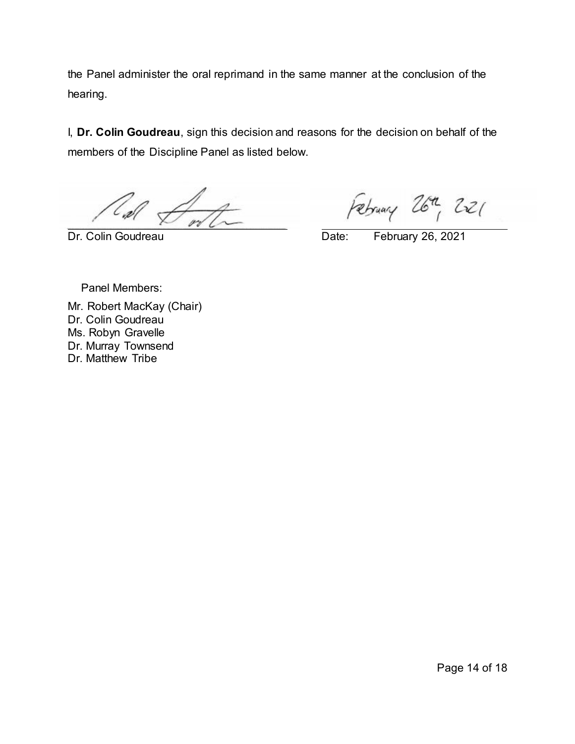the Panel administer the oral reprimand in the same manner at the conclusion of the hearing.

I, **Dr. Colin Goudreau**, sign this decision and reasons for the decision on behalf of the members of the Discipline Panel as listed below.

Dr. Colin Goudreau

Date: February 26, 2021

Panel Members:

Mr. Robert MacKay (Chair)
Dr. Colin Goudreau
Ms. Robyn Gravelle
Dr. Murray Townsend
Dr. Matthew Tribe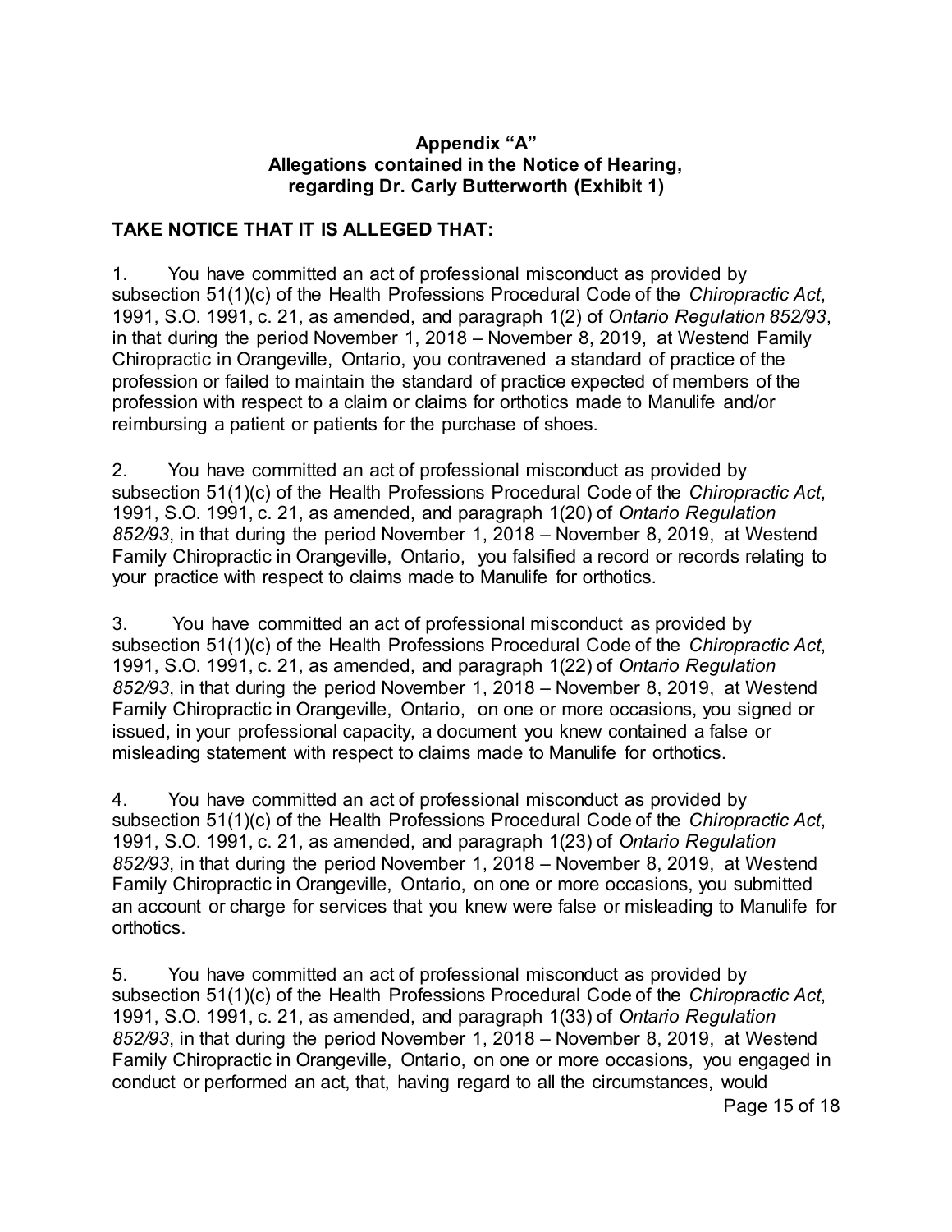**Appendix "A"**
**Allegations contained in the Notice of Hearing, regarding Dr. Carly Butterworth (Exhibit 1)**

**TAKE NOTICE THAT IT IS ALLEGED THAT:**

1. You have committed an act of professional misconduct as provided by subsection 51(1)(c) of the Health Professions Procedural Code of the *Chiropractic Act*, 1991, S.O. 1991, c. 21, as amended, and paragraph 1(2) of *Ontario Regulation 852/93*, in that during the period November 1, 2018 – November 8, 2019, at Westend Family Chiropractic in Orangeville, Ontario, you contravened a standard of practice of the profession or failed to maintain the standard of practice expected of members of the profession with respect to a claim or claims for orthotics made to Manulife and/or reimbursing a patient or patients for the purchase of shoes.

2. You have committed an act of professional misconduct as provided by subsection 51(1)(c) of the Health Professions Procedural Code of the *Chiropractic Act*, 1991, S.O. 1991, c. 21, as amended, and paragraph 1(20) of *Ontario Regulation 852/93*, in that during the period November 1, 2018 – November 8, 2019, at Westend Family Chiropractic in Orangeville, Ontario, you falsified a record or records relating to your practice with respect to claims made to Manulife for orthotics.

3. You have committed an act of professional misconduct as provided by subsection 51(1)(c) of the Health Professions Procedural Code of the *Chiropractic Act*, 1991, S.O. 1991, c. 21, as amended, and paragraph 1(22) of *Ontario Regulation 852/93*, in that during the period November 1, 2018 – November 8, 2019, at Westend Family Chiropractic in Orangeville, Ontario, on one or more occasions, you signed or issued, in your professional capacity, a document you knew contained a false or misleading statement with respect to claims made to Manulife for orthotics.

4. You have committed an act of professional misconduct as provided by subsection 51(1)(c) of the Health Professions Procedural Code of the *Chiropractic Act*, 1991, S.O. 1991, c. 21, as amended, and paragraph 1(23) of *Ontario Regulation 852/93*, in that during the period November 1, 2018 – November 8, 2019, at Westend Family Chiropractic in Orangeville, Ontario, on one or more occasions, you submitted an account or charge for services that you knew were false or misleading to Manulife for orthotics.

5. You have committed an act of professional misconduct as provided by subsection 51(1)(c) of the Health Professions Procedural Code of the *Chiropractic Act*, 1991, S.O. 1991, c. 21, as amended, and paragraph 1(33) of *Ontario Regulation 852/93*, in that during the period November 1, 2018 – November 8, 2019, at Westend Family Chiropractic in Orangeville, Ontario, on one or more occasions, you engaged in conduct or performed an act, that, having regard to all the circumstances, would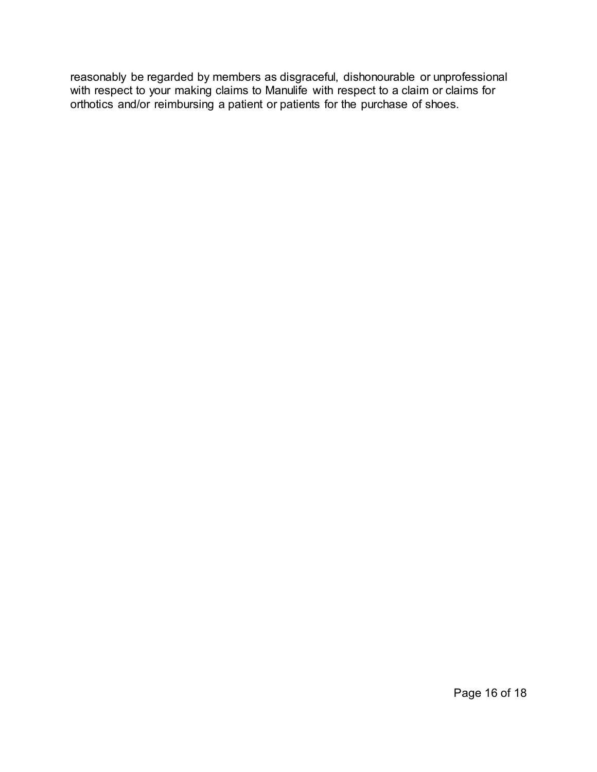reasonably be regarded by members as disgraceful, dishonourable or unprofessional with respect to your making claims to Manulife with respect to a claim or claims for orthotics and/or reimbursing a patient or patients for the purchase of shoes.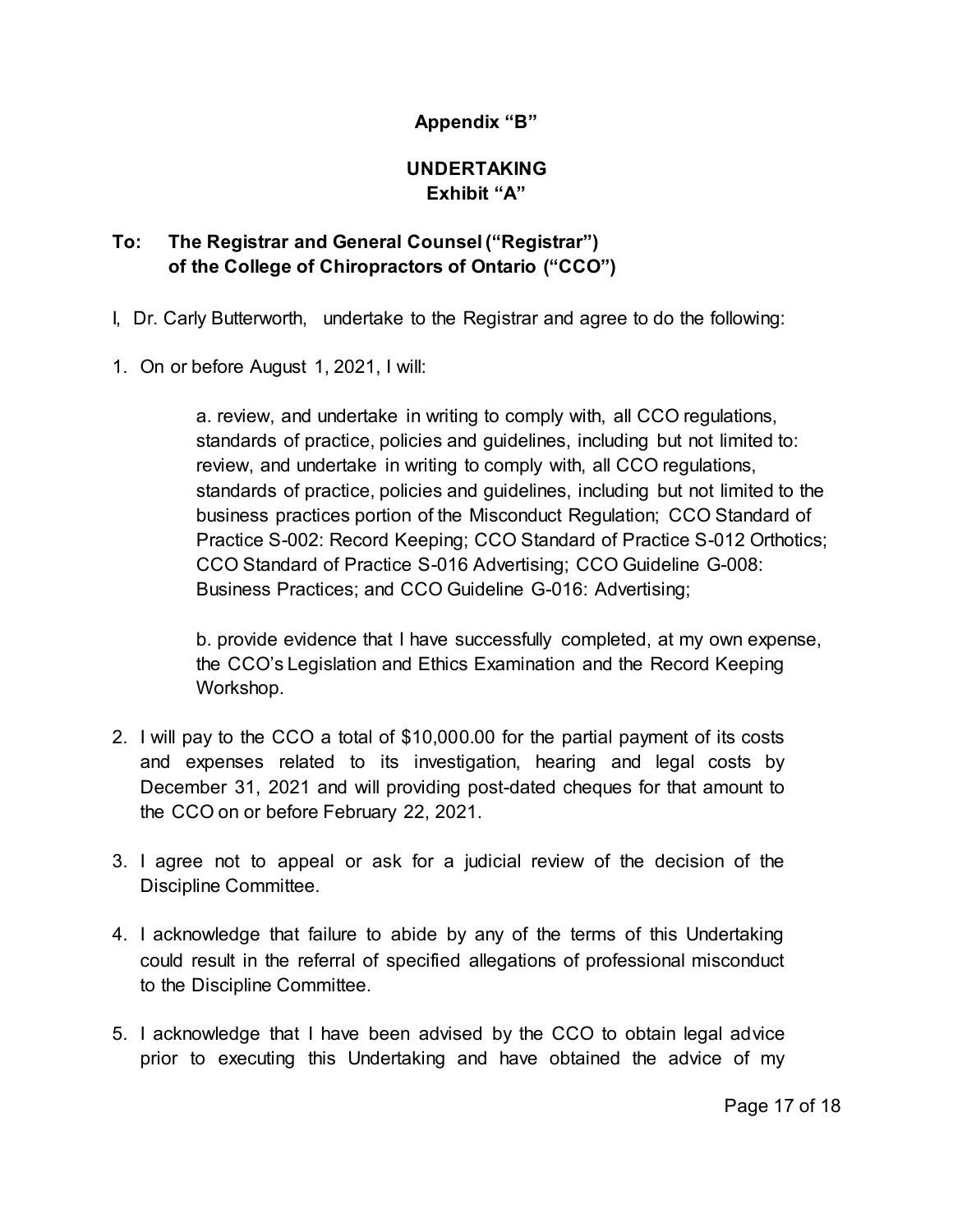**Appendix "B"**

**UNDERTAKING**
**Exhibit "A"**

**To: The Registrar and General Counsel ("Registrar") of the College of Chiropractors of Ontario ("CCO")**

I, Dr. Carly Butterworth, undertake to the Registrar and agree to do the following:

1. On or before August 1, 2021, I will:

   a. review, and undertake in writing to comply with, all CCO regulations, standards of practice, policies and guidelines, including but not limited to: review, and undertake in writing to comply with, all CCO regulations, standards of practice, policies and guidelines, including but not limited to the business practices portion of the Misconduct Regulation; CCO Standard of Practice S-002: Record Keeping; CCO Standard of Practice S-012 Orthotics; CCO Standard of Practice S-016 Advertising; CCO Guideline G-008: Business Practices; and CCO Guideline G-016: Advertising;

   b. provide evidence that I have successfully completed, at my own expense, the CCO's Legislation and Ethics Examination and the Record Keeping Workshop.

2. I will pay to the CCO a total of $10,000.00 for the partial payment of its costs and expenses related to its investigation, hearing and legal costs by December 31, 2021 and will providing post-dated cheques for that amount to the CCO on or before February 22, 2021.

3. I agree not to appeal or ask for a judicial review of the decision of the Discipline Committee.

4. I acknowledge that failure to abide by any of the terms of this Undertaking could result in the referral of specified allegations of professional misconduct to the Discipline Committee.

5. I acknowledge that I have been advised by the CCO to obtain legal advice prior to executing this Undertaking and have obtained the advice of my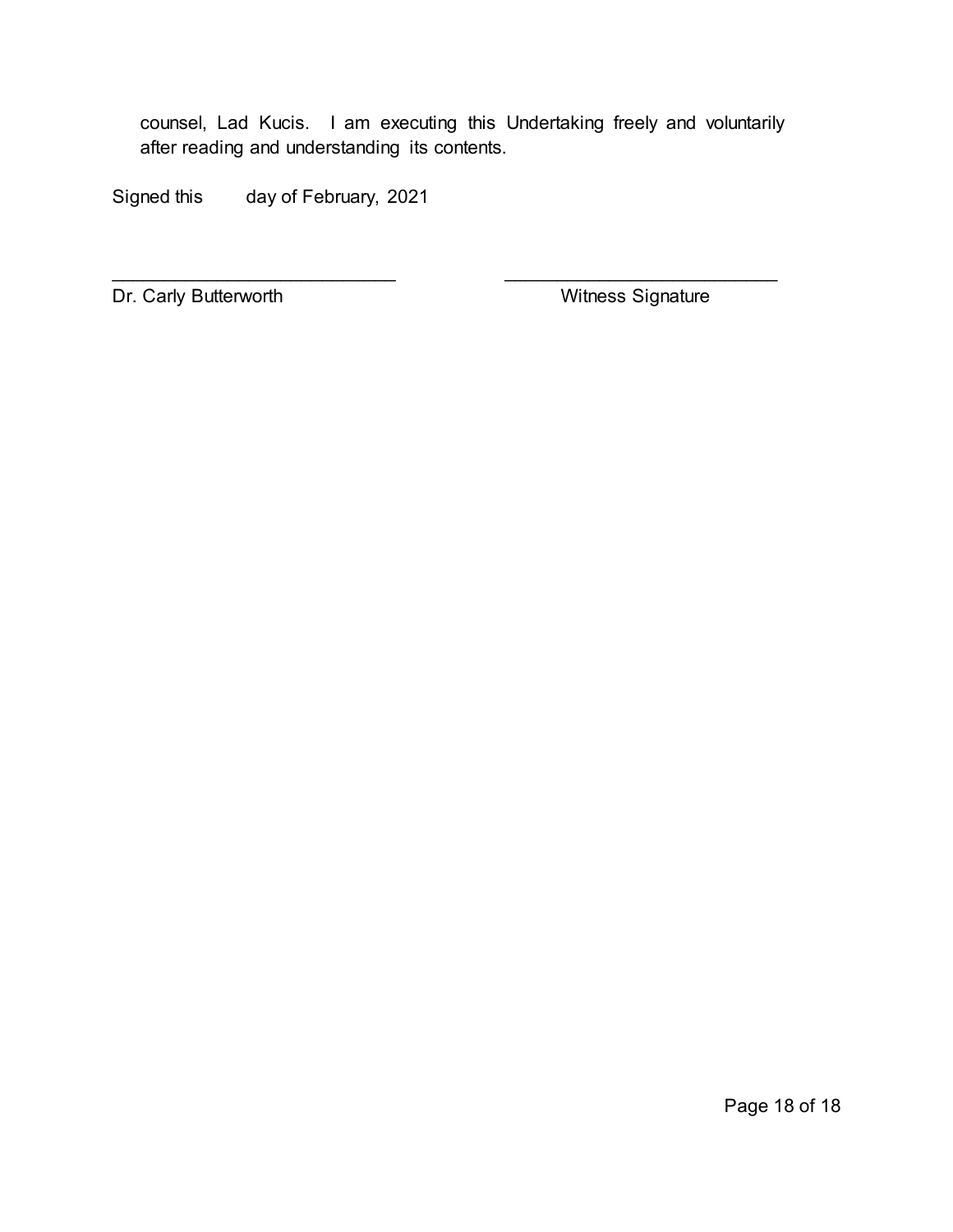counsel, Lad Kucis. I am executing this Undertaking freely and voluntarily after reading and understanding its contents.

Signed this day of February, 2021

| | |
|---|---|
| ____________________________ | ____________________________ |
| Dr. Carly Butterworth | Witness Signature |